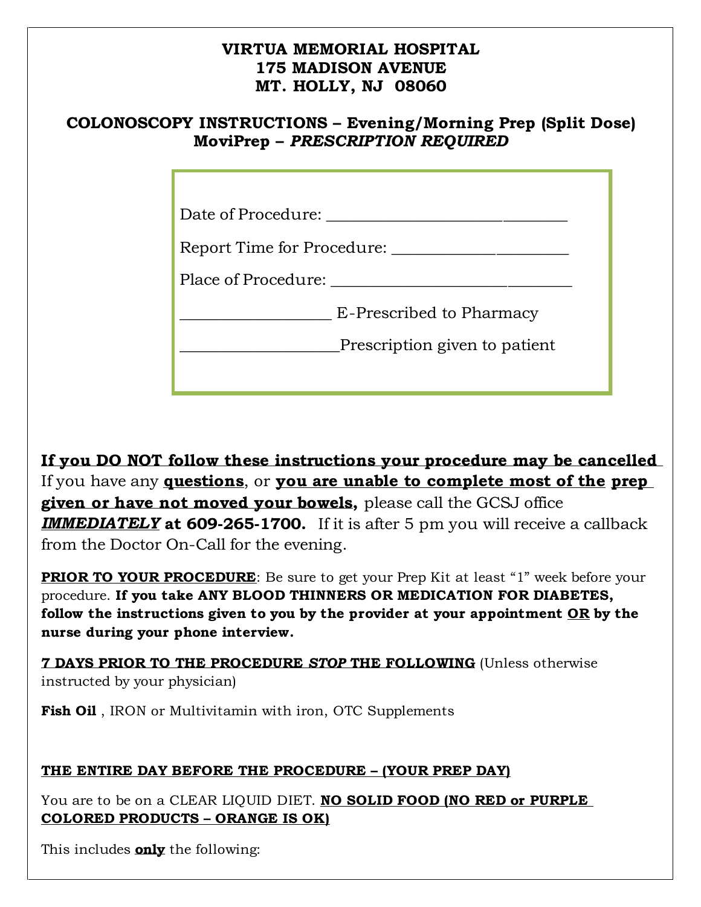# VIRTUA MEMORIAL HOSPITAL
# 175 MADISON AVENUE
# MT. HOLLY, NJ 08060

## COLONOSCOPY INSTRUCTIONS – Evening/Morning Prep (Split Dose)
## MoviPrep – *PRESCRIPTION REQUIRED*

Date of Procedure: ______________________________

Report Time for Procedure: ______________________

Place of Procedure: ______________________________

___________________ E-Prescribed to Pharmacy

____________________Prescription given to patient

**If you DO NOT follow these instructions your procedure may be cancelled**
If you have any **questions**, or **you are unable to complete most of the prep given or have not moved your bowels,** please call the GCSJ office ***IMMEDIATELY*** **at 609-265-1700.** If it is after 5 pm you will receive a callback from the Doctor On-Call for the evening.

**PRIOR TO YOUR PROCEDURE**: Be sure to get your Prep Kit at least "1" week before your procedure. **If you take ANY BLOOD THINNERS OR MEDICATION FOR DIABETES, follow the instructions given to you by the provider at your appointment OR by the nurse during your phone interview.**

**7 DAYS PRIOR TO THE PROCEDURE *STOP* THE FOLLOWING** (Unless otherwise instructed by your physician)

**Fish Oil** , IRON or Multivitamin with iron, OTC Supplements

**THE ENTIRE DAY BEFORE THE PROCEDURE – (YOUR PREP DAY)**

You are to be on a CLEAR LIQUID DIET. **NO SOLID FOOD (NO RED or PURPLE COLORED PRODUCTS – ORANGE IS OK)**

This includes **only** the following: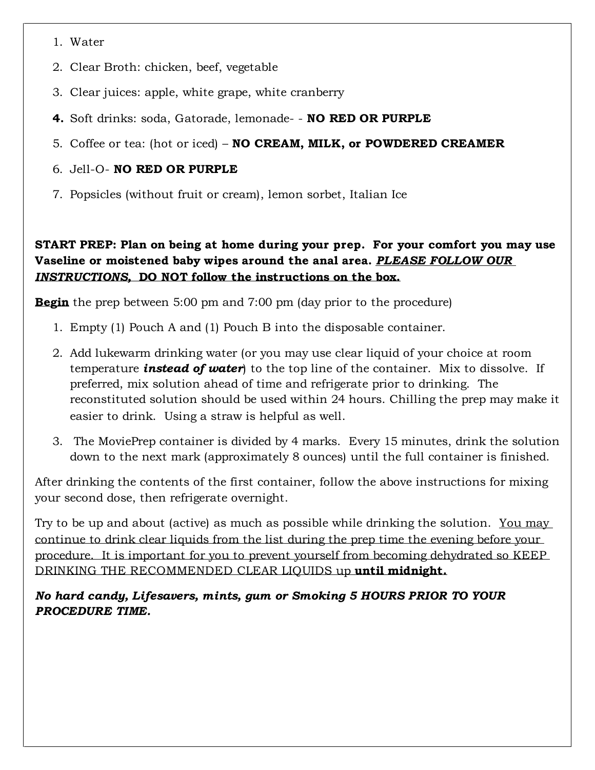1. Water
2. Clear Broth: chicken, beef, vegetable
3. Clear juices: apple, white grape, white cranberry
4. Soft drinks: soda, Gatorade, lemonade- - **NO RED OR PURPLE**
5. Coffee or tea: (hot or iced) – **NO CREAM, MILK, or POWDERED CREAMER**
6. Jell-O- **NO RED OR PURPLE**
7. Popsicles (without fruit or cream), lemon sorbet, Italian Ice

**START PREP: Plan on being at home during your prep. For your comfort you may use Vaseline or moistened baby wipes around the anal area. *PLEASE FOLLOW OUR INSTRUCTIONS,* DO NOT follow the instructions on the box.**

**Begin** the prep between 5:00 pm and 7:00 pm (day prior to the procedure)

1. Empty (1) Pouch A and (1) Pouch B into the disposable container.
2. Add lukewarm drinking water (or you may use clear liquid of your choice at room temperature ***instead of water***) to the top line of the container. Mix to dissolve. If preferred, mix solution ahead of time and refrigerate prior to drinking. The reconstituted solution should be used within 24 hours. Chilling the prep may make it easier to drink. Using a straw is helpful as well.
3. The MoviePrep container is divided by 4 marks. Every 15 minutes, drink the solution down to the next mark (approximately 8 ounces) until the full container is finished.

After drinking the contents of the first container, follow the above instructions for mixing your second dose, then refrigerate overnight.

Try to be up and about (active) as much as possible while drinking the solution. You may continue to drink clear liquids from the list during the prep time the evening before your procedure. It is important for you to prevent yourself from becoming dehydrated so KEEP DRINKING THE RECOMMENDED CLEAR LIQUIDS up **until midnight.**

***No hard candy, Lifesavers, mints, gum or Smoking 5 HOURS PRIOR TO YOUR PROCEDURE TIME.***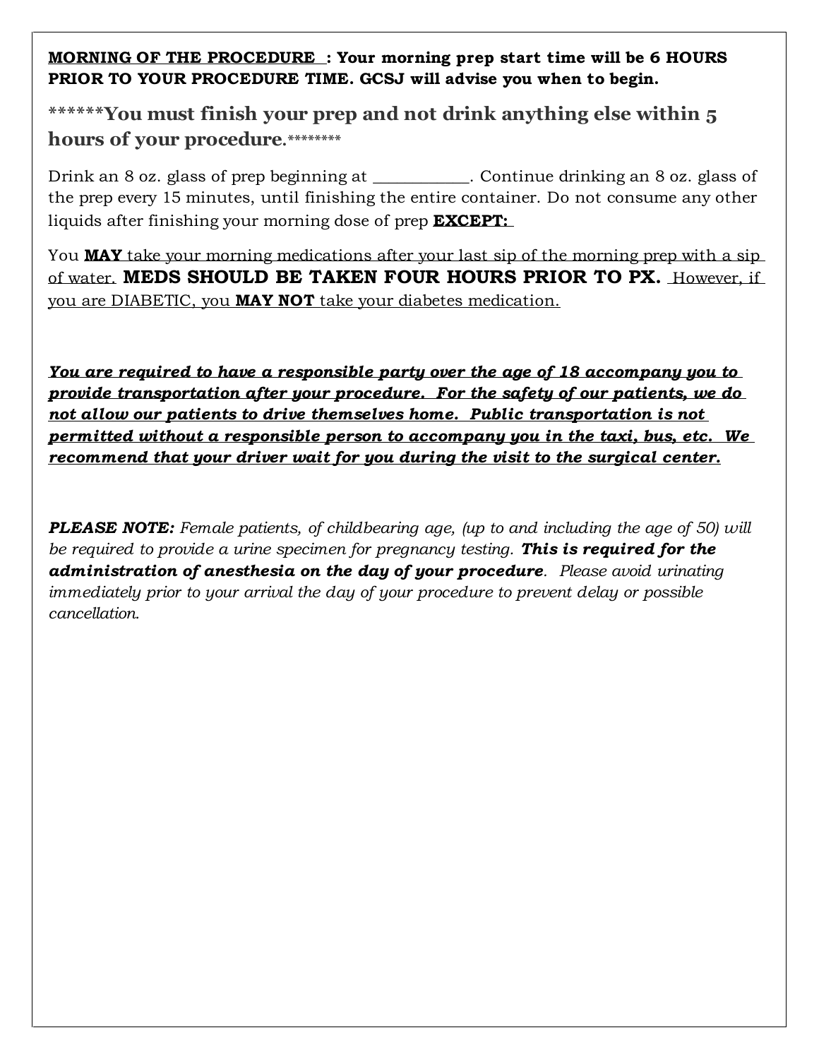**<u>MORNING OF THE PROCEDURE</u> : Your morning prep start time will be 6 HOURS PRIOR TO YOUR PROCEDURE TIME. GCSJ will advise you when to begin.**

\*\*\*\*\*\***You must finish your prep and not drink anything else within 5 hours of your procedure.**\*\*\*\*\*\*\*\*

Drink an 8 oz. glass of prep beginning at ___________. Continue drinking an 8 oz. glass of the prep every 15 minutes, until finishing the entire container. Do not consume any other liquids after finishing your morning dose of prep **<u>EXCEPT:</u>**

You <u>**MAY** take your morning medications after your last sip of the morning prep with a sip of water.</u> **MEDS SHOULD BE TAKEN FOUR HOURS PRIOR TO PX.** <u>However, if you are DIABETIC, you **MAY NOT** take your diabetes medication.</u>

***<u>You are required to have a responsible party over the age of 18 accompany you to provide transportation after your procedure. For the safety of our patients, we do not allow our patients to drive themselves home. Public transportation is not permitted without a responsible person to accompany you in the taxi, bus, etc. We recommend that your driver wait for you during the visit to the surgical center.</u>***

***PLEASE NOTE:*** *Female patients, of childbearing age, (up to and including the age of 50) will be required to provide a urine specimen for pregnancy testing.* ***This is required for the administration of anesthesia on the day of your procedure****. Please avoid urinating immediately prior to your arrival the day of your procedure to prevent delay or possible cancellation.*